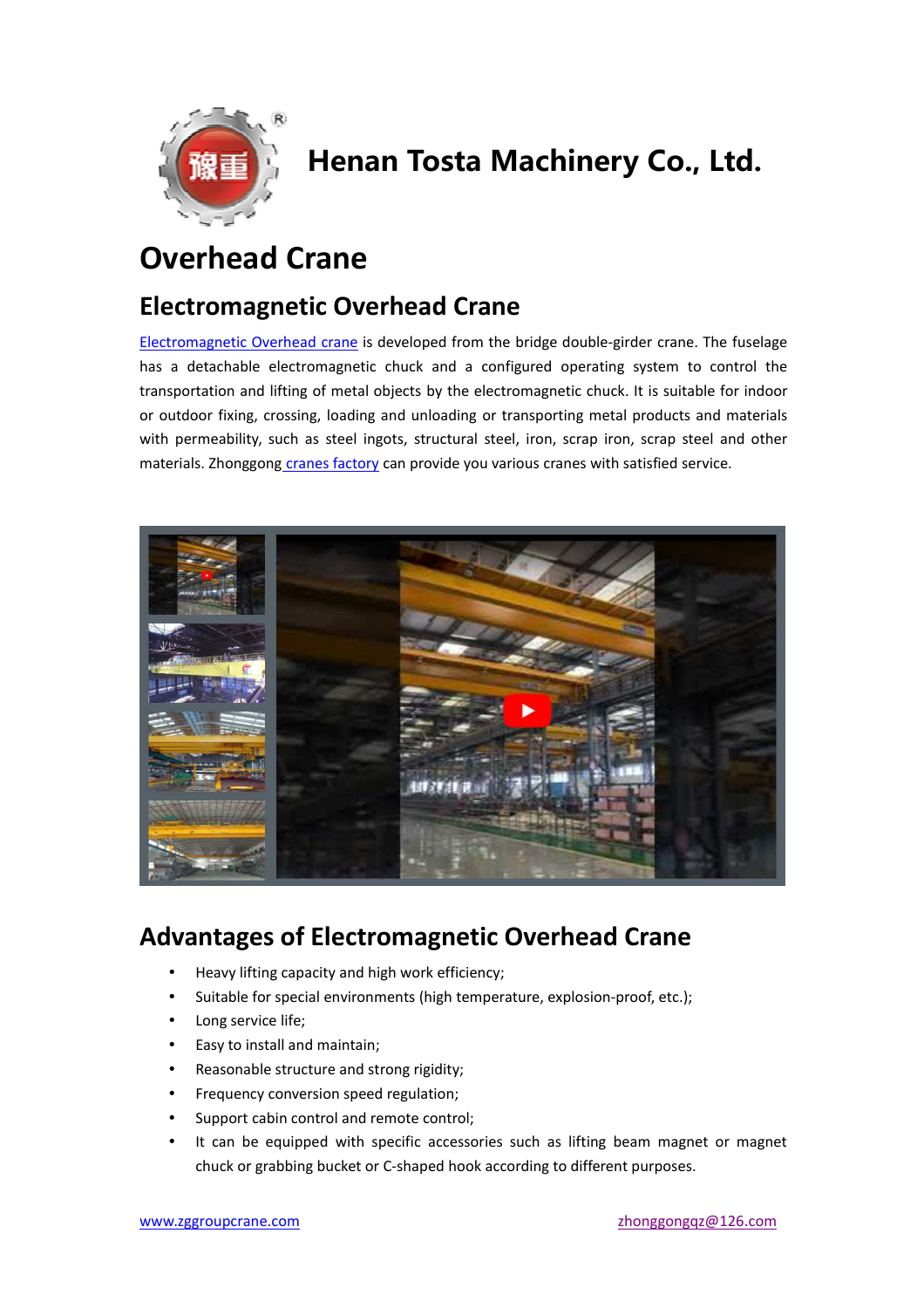# Henan Tosta Machinery Co., Ltd.

# Overhead Crane

## Electromagnetic Overhead Crane

Electromagnetic Overhead crane is developed from the bridge double-girder crane. The fuselage has a detachable electromagnetic chuck and a configured operating system to control the transportation and lifting of metal objects by the electromagnetic chuck. It is suitable for indoor or outdoor fixing, crossing, loading and unloading or transporting metal products and materials with permeability, such as steel ingots, structural steel, iron, scrap iron, scrap steel and other materials. Zhonggong cranes factory can provide you various cranes with satisfied service.

## Advantages of Electromagnetic Overhead Crane

- Heavy lifting capacity and high work efficiency;
- Suitable for special environments (high temperature, explosion-proof, etc.);
- Long service life;
- Easy to install and maintain;
- Reasonable structure and strong rigidity;
- Frequency conversion speed regulation;
- Support cabin control and remote control;
- It can be equipped with specific accessories such as lifting beam magnet or magnet chuck or grabbing bucket or C-shaped hook according to different purposes.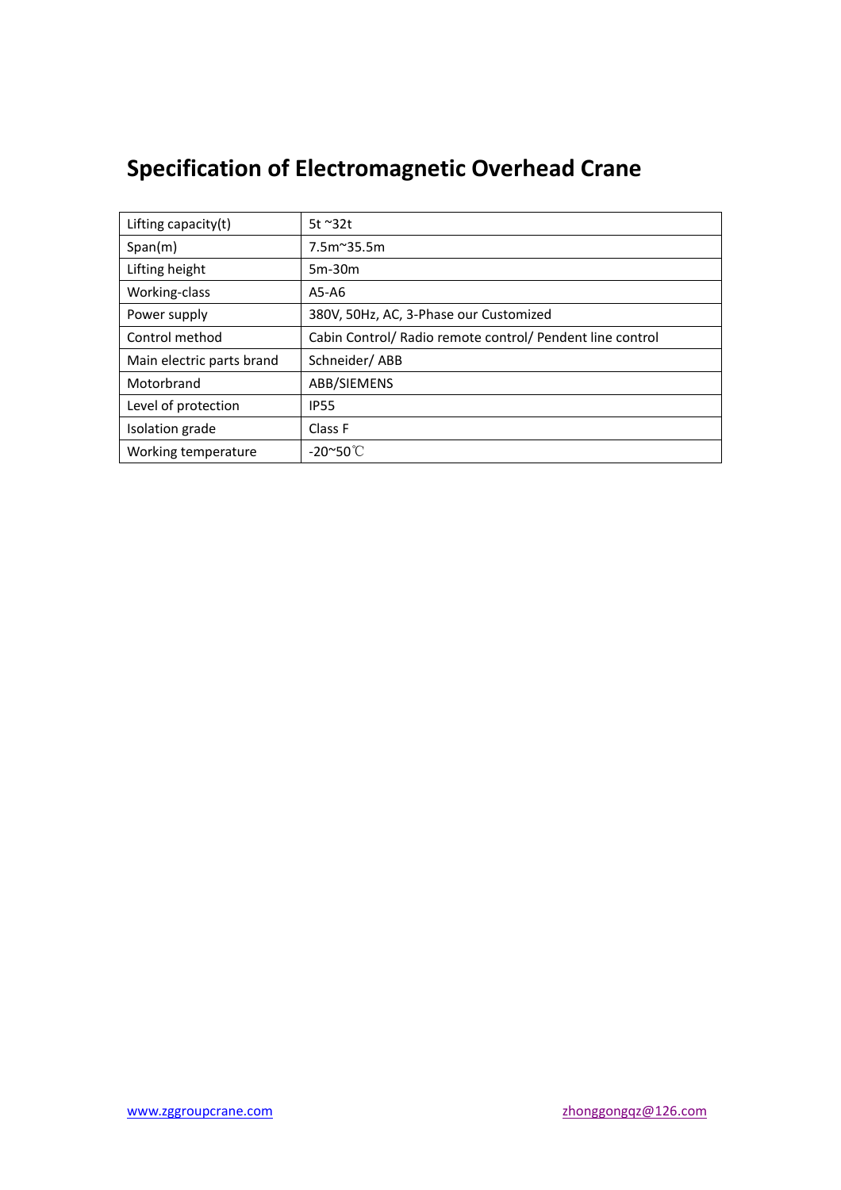# Specification of Electromagnetic Overhead Crane

| | |
|---|---|
| Lifting capacity(t) | 5t ~32t |
| Span(m) | 7.5m~35.5m |
| Lifting height | 5m-30m |
| Working-class | A5-A6 |
| Power supply | 380V, 50Hz, AC, 3-Phase our Customized |
| Control method | Cabin Control/ Radio remote control/ Pendent line control |
| Main electric parts brand | Schneider/ ABB |
| Motorbrand | ABB/SIEMENS |
| Level of protection | IP55 |
| Isolation grade | Class F |
| Working temperature | -20~50℃ |

www.zggroupcrane.com

zhonggongqz@126.com